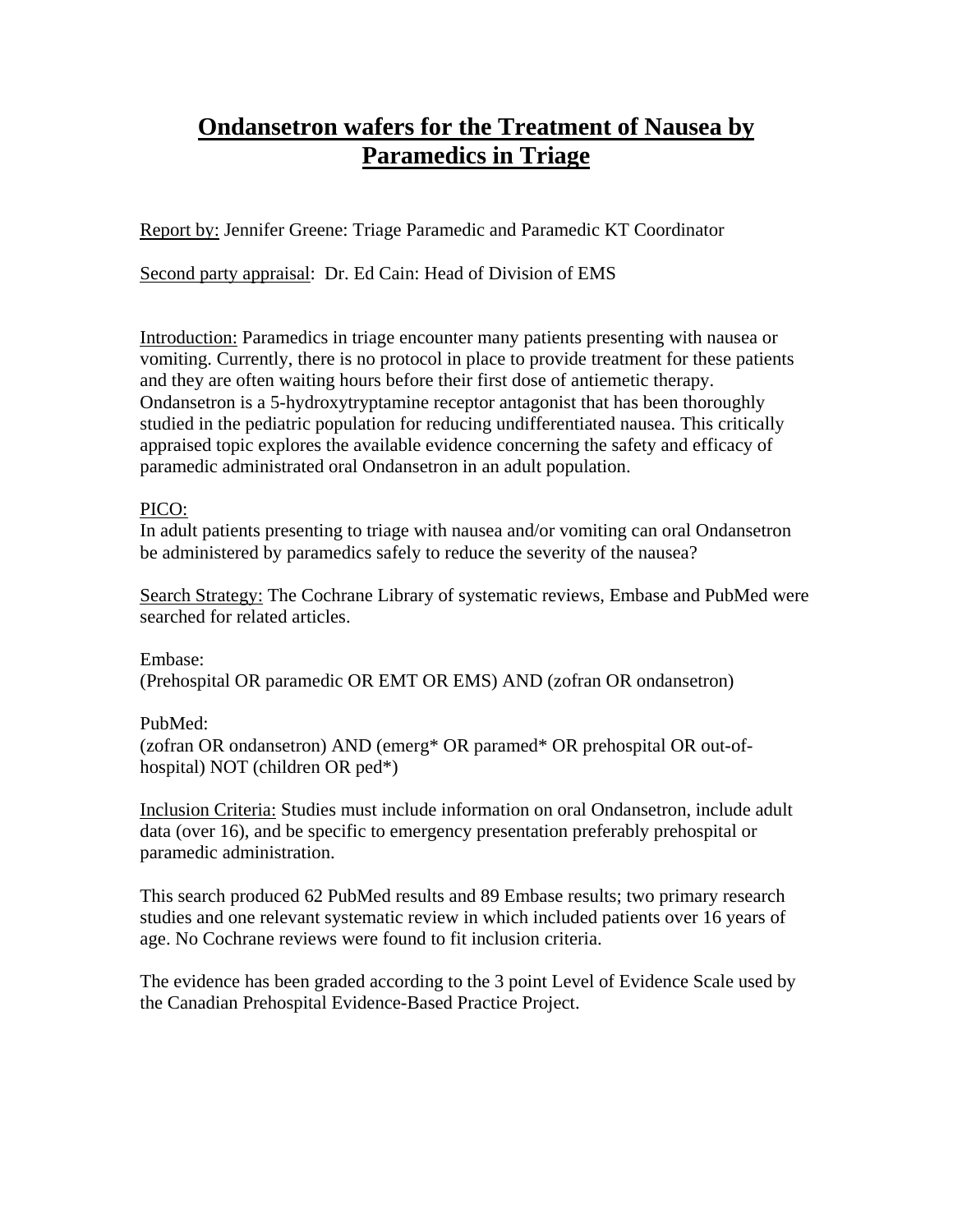# Ondansetron wafers for the Treatment of Nausea by Paramedics in Triage

Report by: Jennifer Greene: Triage Paramedic and Paramedic KT Coordinator

Second party appraisal: Dr. Ed Cain: Head of Division of EMS

Introduction: Paramedics in triage encounter many patients presenting with nausea or vomiting. Currently, there is no protocol in place to provide treatment for these patients and they are often waiting hours before their first dose of antiemetic therapy. Ondansetron is a 5-hydroxytryptamine receptor antagonist that has been thoroughly studied in the pediatric population for reducing undifferentiated nausea. This critically appraised topic explores the available evidence concerning the safety and efficacy of paramedic administrated oral Ondansetron in an adult population.

PICO:
In adult patients presenting to triage with nausea and/or vomiting can oral Ondansetron be administered by paramedics safely to reduce the severity of the nausea?

Search Strategy: The Cochrane Library of systematic reviews, Embase and PubMed were searched for related articles.

Embase:
(Prehospital OR paramedic OR EMT OR EMS) AND (zofran OR ondansetron)

PubMed:
(zofran OR ondansetron) AND (emerg* OR paramed* OR prehospital OR out-of-hospital) NOT (children OR ped*)

Inclusion Criteria: Studies must include information on oral Ondansetron, include adult data (over 16), and be specific to emergency presentation preferably prehospital or paramedic administration.

This search produced 62 PubMed results and 89 Embase results; two primary research studies and one relevant systematic review in which included patients over 16 years of age. No Cochrane reviews were found to fit inclusion criteria.

The evidence has been graded according to the 3 point Level of Evidence Scale used by the Canadian Prehospital Evidence-Based Practice Project.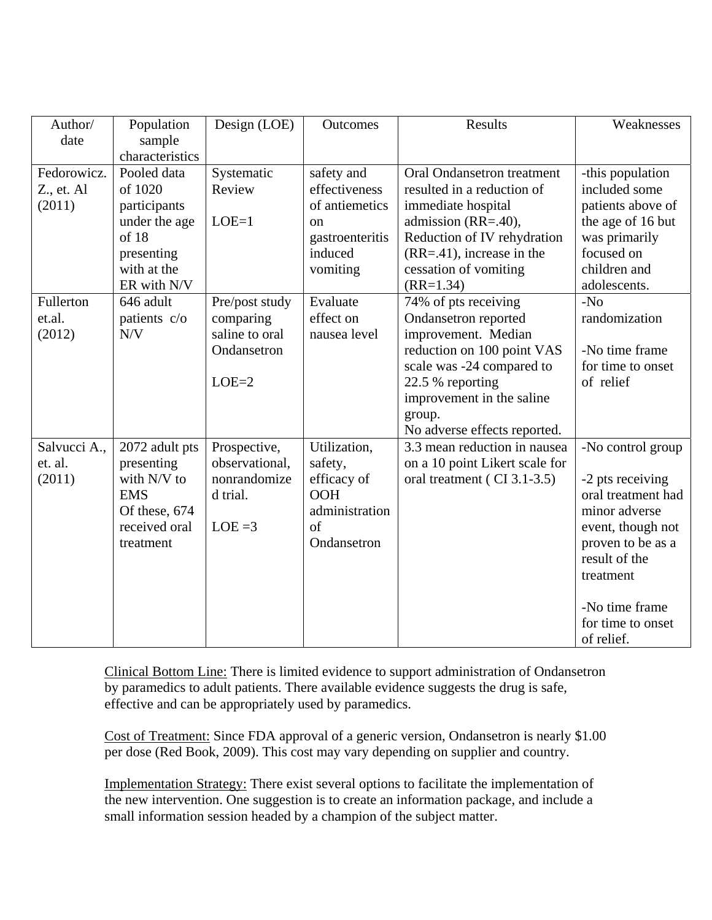| Author/ date | Population sample characteristics | Design (LOE) | Outcomes | Results | Weaknesses |
|---|---|---|---|---|---|
| Fedorowicz. Z., et. Al (2011) | Pooled data of 1020 participants under the age of 18 presenting with at the ER with N/V | Systematic Review<br><br>LOE=1 | safety and effectiveness of antiemetics on gastroenteritis induced vomiting | Oral Ondansetron treatment resulted in a reduction of immediate hospital admission (RR=.40), Reduction of IV rehydration (RR=.41), increase in the cessation of vomiting (RR=1.34) | -this population included some patients above of the age of 16 but was primarily focused on children and adolescents. |
| Fullerton et.al. (2012) | 646 adult patients c/o N/V | Pre/post study comparing saline to oral Ondansetron<br><br>LOE=2 | Evaluate effect on nausea level | 74% of pts receiving Ondansetron reported improvement. Median reduction on 100 point VAS scale was -24 compared to 22.5 % reporting improvement in the saline group.<br>No adverse effects reported. | -No randomization<br><br>-No time frame for time to onset of relief |
| Salvucci A., et. al. (2011) | 2072 adult pts presenting with N/V to EMS<br>Of these, 674 received oral treatment | Prospective, observational, nonrandomized trial.<br><br>LOE =3 | Utilization, safety, efficacy of OOH administration of Ondansetron | 3.3 mean reduction in nausea on a 10 point Likert scale for oral treatment ( CI 3.1-3.5) | -No control group<br><br>-2 pts receiving oral treatment had minor adverse event, though not proven to be as a result of the treatment<br><br>-No time frame for time to onset of relief. |

Clinical Bottom Line: There is limited evidence to support administration of Ondansetron by paramedics to adult patients. There available evidence suggests the drug is safe, effective and can be appropriately used by paramedics.

Cost of Treatment: Since FDA approval of a generic version, Ondansetron is nearly $1.00 per dose (Red Book, 2009). This cost may vary depending on supplier and country.

Implementation Strategy: There exist several options to facilitate the implementation of the new intervention. One suggestion is to create an information package, and include a small information session headed by a champion of the subject matter.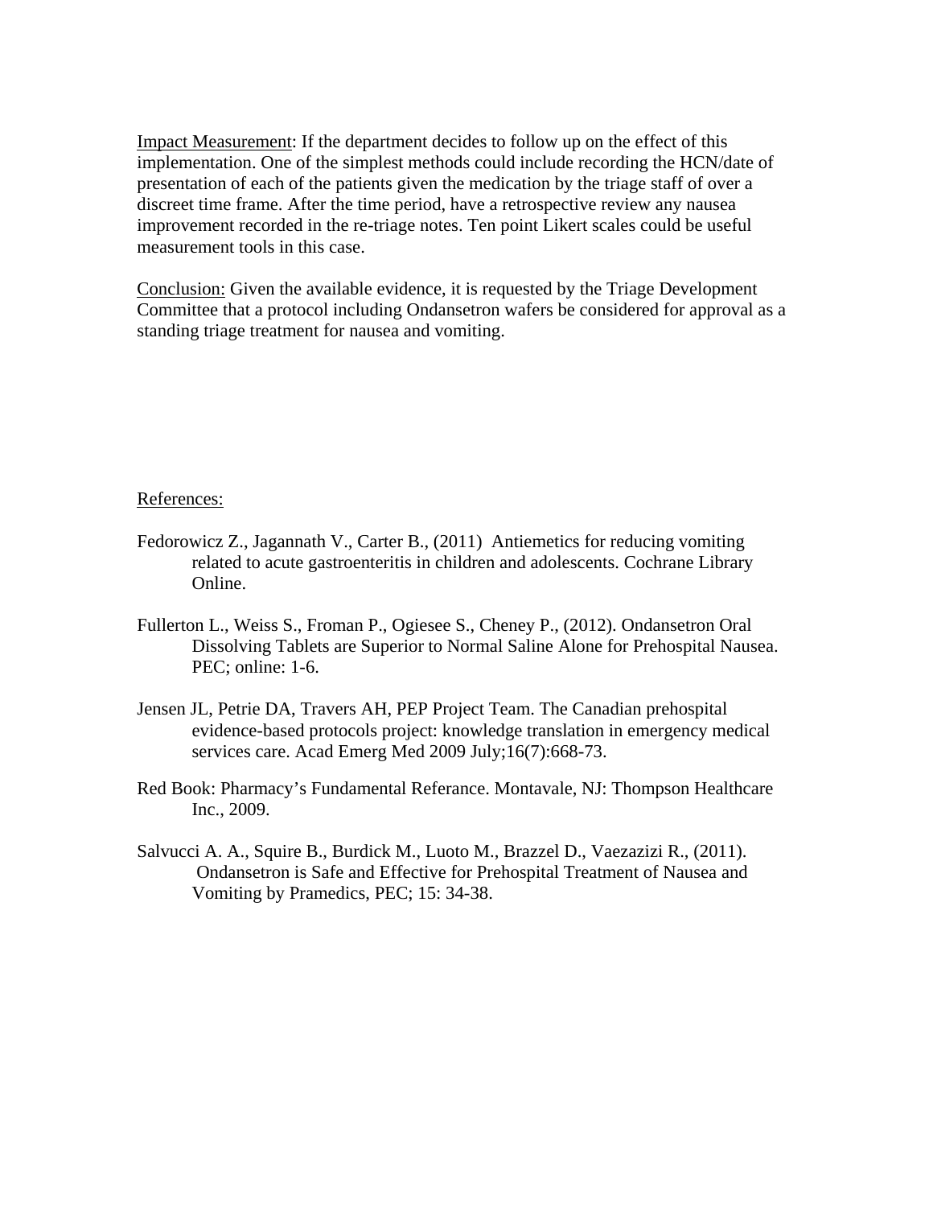Impact Measurement: If the department decides to follow up on the effect of this implementation. One of the simplest methods could include recording the HCN/date of presentation of each of the patients given the medication by the triage staff of over a discreet time frame. After the time period, have a retrospective review any nausea improvement recorded in the re-triage notes. Ten point Likert scales could be useful measurement tools in this case.

Conclusion: Given the available evidence, it is requested by the Triage Development Committee that a protocol including Ondansetron wafers be considered for approval as a standing triage treatment for nausea and vomiting.

References:

Fedorowicz Z., Jagannath V., Carter B., (2011) Antiemetics for reducing vomiting related to acute gastroenteritis in children and adolescents. Cochrane Library Online.

Fullerton L., Weiss S., Froman P., Ogiesee S., Cheney P., (2012). Ondansetron Oral Dissolving Tablets are Superior to Normal Saline Alone for Prehospital Nausea. PEC; online: 1-6.

Jensen JL, Petrie DA, Travers AH, PEP Project Team. The Canadian prehospital evidence-based protocols project: knowledge translation in emergency medical services care. Acad Emerg Med 2009 July;16(7):668-73.

Red Book: Pharmacy's Fundamental Referance. Montavale, NJ: Thompson Healthcare Inc., 2009.

Salvucci A. A., Squire B., Burdick M., Luoto M., Brazzel D., Vaezazizi R., (2011). Ondansetron is Safe and Effective for Prehospital Treatment of Nausea and Vomiting by Pramedics, PEC; 15: 34-38.